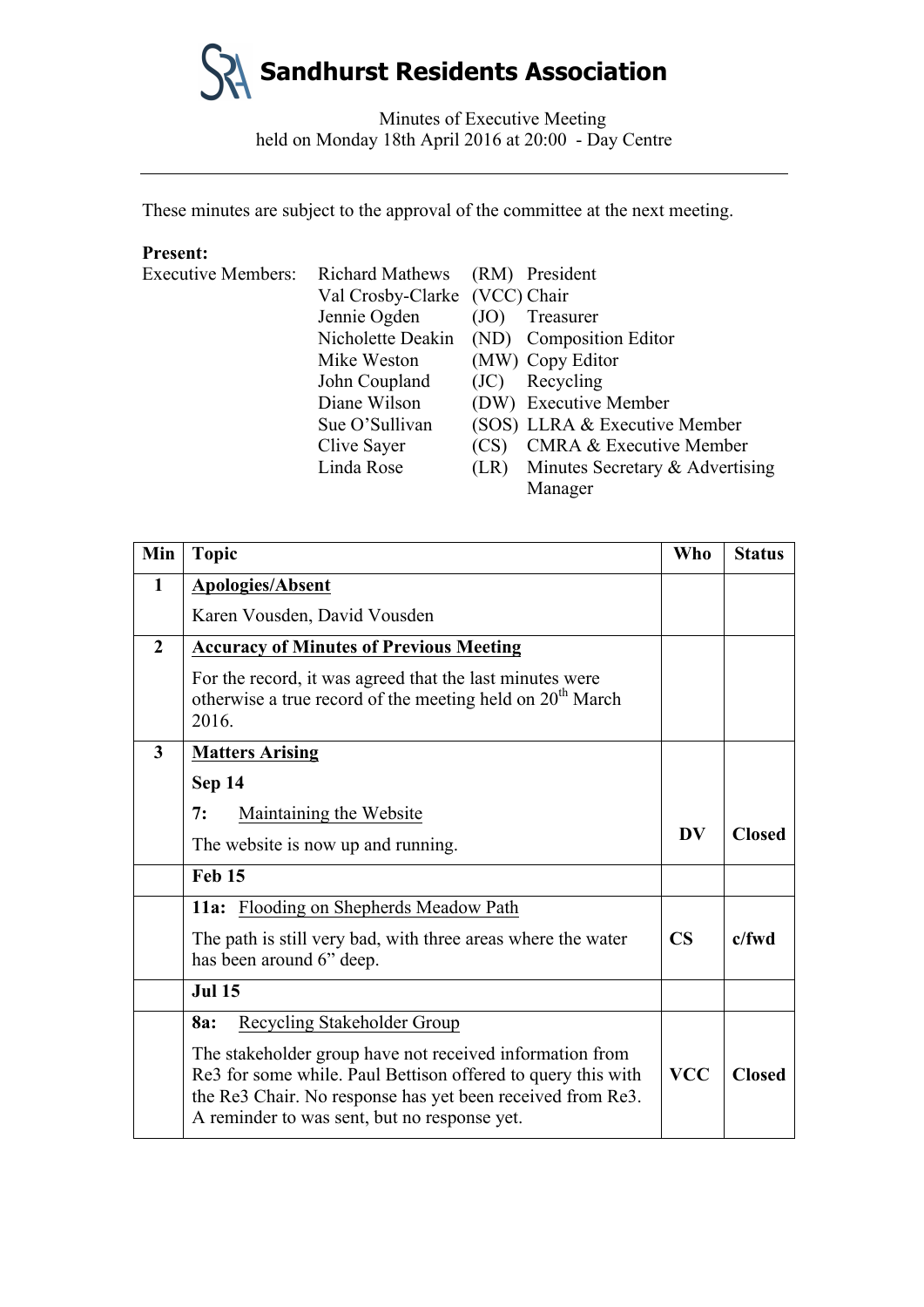# Sandhurst Residents Association

Minutes of Executive Meeting
held on Monday 18th April 2016 at 20:00 - Day Centre

---

These minutes are subject to the approval of the committee at the next meeting.

**Present:**

Executive Members:

| Name | Initials | Role |
|---|---|---|
| Richard Mathews | (RM) | President |
| Val Crosby-Clarke | (VCC) | Chair |
| Jennie Ogden | (JO) | Treasurer |
| Nicholette Deakin | (ND) | Composition Editor |
| Mike Weston | (MW) | Copy Editor |
| John Coupland | (JC) | Recycling |
| Diane Wilson | (DW) | Executive Member |
| Sue O'Sullivan | (SOS) | LLRA & Executive Member |
| Clive Sayer | (CS) | CMRA & Executive Member |
| Linda Rose | (LR) | Minutes Secretary & Advertising Manager |

| Min | Topic | Who | Status |
|---|---|---|---|
| 1 | **Apologies/Absent**<br>Karen Vousden, David Vousden | | |
| 2 | **Accuracy of Minutes of Previous Meeting**<br>For the record, it was agreed that the last minutes were otherwise a true record of the meeting held on 20th March 2016. | | |
| 3 | **Matters Arising**<br>**Sep 14**<br>**7:** Maintaining the Website<br>The website is now up and running. | **DV** | **Closed** |
| | **Feb 15** | | |
| | **11a:** Flooding on Shepherds Meadow Path<br>The path is still very bad, with three areas where the water has been around 6" deep. | **CS** | **c/fwd** |
| | **Jul 15** | | |
| | **8a:** Recycling Stakeholder Group<br>The stakeholder group have not received information from Re3 for some while. Paul Bettison offered to query this with the Re3 Chair. No response has yet been received from Re3. A reminder to was sent, but no response yet. | **VCC** | **Closed** |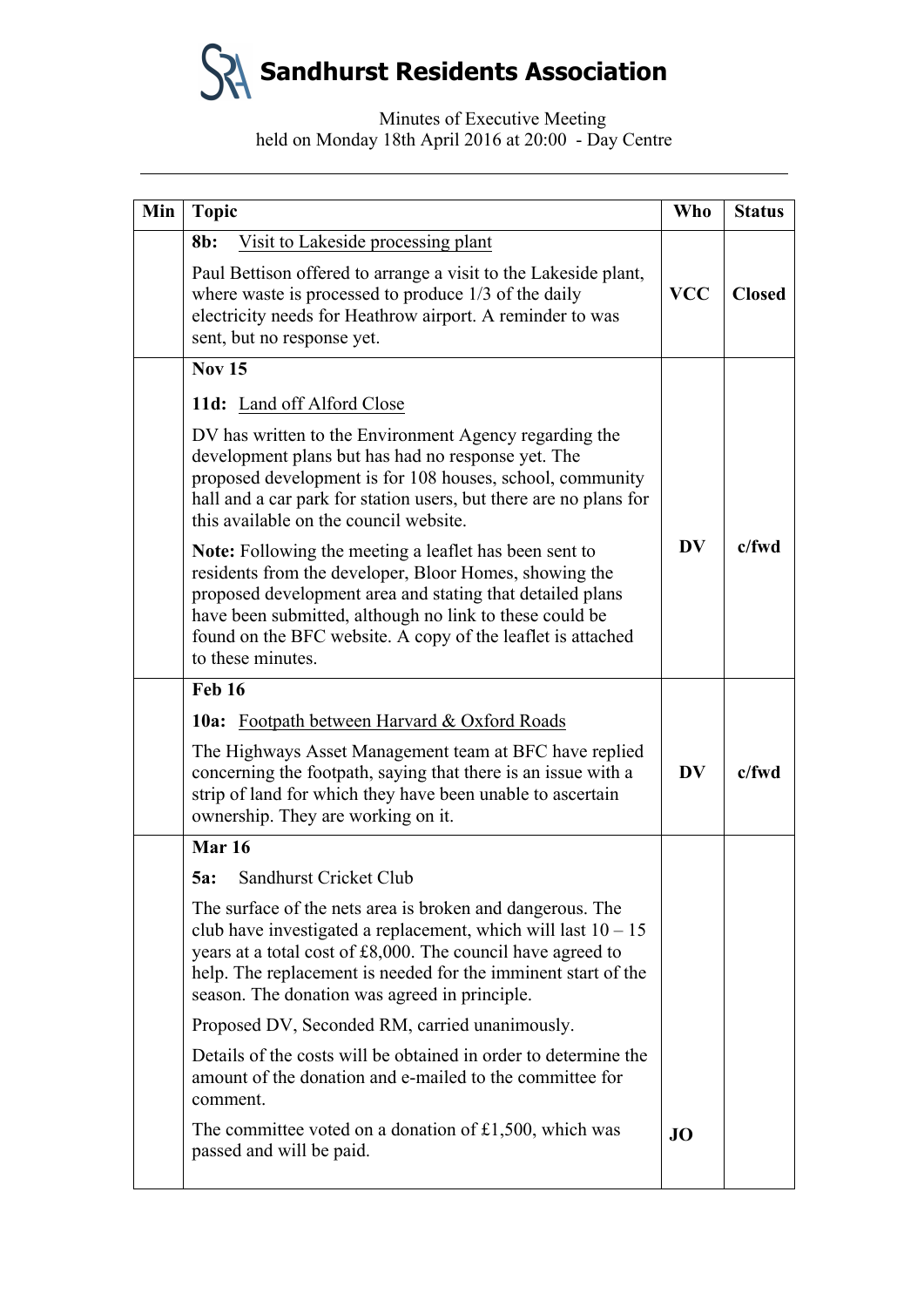# Sandhurst Residents Association

Minutes of Executive Meeting
held on Monday 18th April 2016 at 20:00 - Day Centre

| Min | Topic | Who | Status |
|---|---|---|---|
| | **8b:** Visit to Lakeside processing plant<br><br>Paul Bettison offered to arrange a visit to the Lakeside plant, where waste is processed to produce 1/3 of the daily electricity needs for Heathrow airport. A reminder to was sent, but no response yet. | **VCC** | **Closed** |
| | **Nov 15**<br><br>**11d:** Land off Alford Close<br><br>DV has written to the Environment Agency regarding the development plans but has had no response yet. The proposed development is for 108 houses, school, community hall and a car park for station users, but there are no plans for this available on the council website.<br><br>**Note:** Following the meeting a leaflet has been sent to residents from the developer, Bloor Homes, showing the proposed development area and stating that detailed plans have been submitted, although no link to these could be found on the BFC website. A copy of the leaflet is attached to these minutes. | **DV** | **c/fwd** |
| | **Feb 16**<br><br>**10a:** Footpath between Harvard & Oxford Roads<br><br>The Highways Asset Management team at BFC have replied concerning the footpath, saying that there is an issue with a strip of land for which they have been unable to ascertain ownership. They are working on it. | **DV** | **c/fwd** |
| | **Mar 16**<br><br>**5a:** Sandhurst Cricket Club<br><br>The surface of the nets area is broken and dangerous. The club have investigated a replacement, which will last 10 – 15 years at a total cost of £8,000. The council have agreed to help. The replacement is needed for the imminent start of the season. The donation was agreed in principle.<br><br>Proposed DV, Seconded RM, carried unanimously.<br><br>Details of the costs will be obtained in order to determine the amount of the donation and e-mailed to the committee for comment.<br><br>The committee voted on a donation of £1,500, which was passed and will be paid. | **JO** | |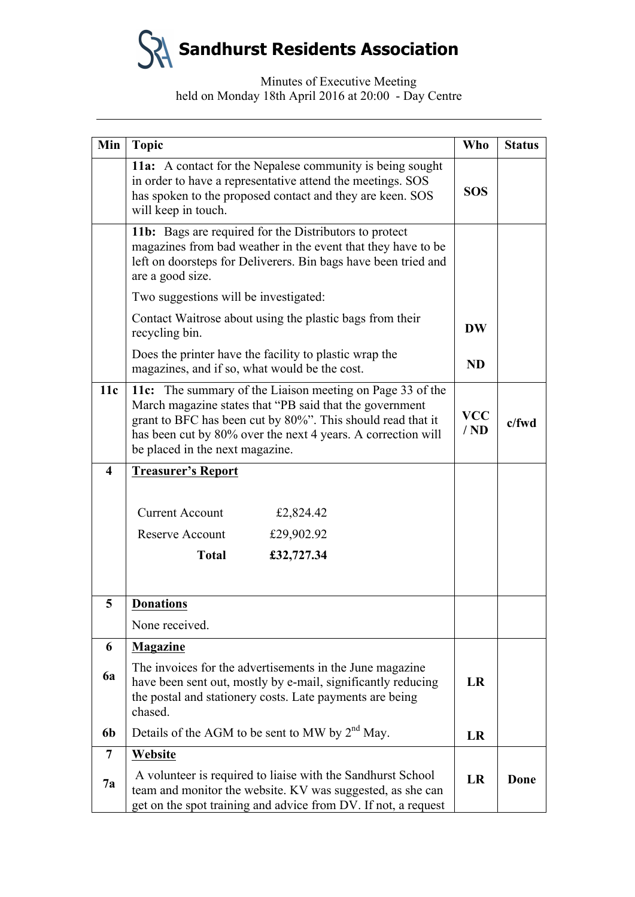# Sandhurst Residents Association

Minutes of Executive Meeting
held on Monday 18th April 2016 at 20:00 - Day Centre

| Min | Topic | Who | Status |
|---|---|---|---|
| | **11a:** A contact for the Nepalese community is being sought in order to have a representative attend the meetings. SOS has spoken to the proposed contact and they are keen. SOS will keep in touch. | **SOS** | |
| | **11b:** Bags are required for the Distributors to protect magazines from bad weather in the event that they have to be left on doorsteps for Deliverers. Bin bags have been tried and are a good size.<br><br>Two suggestions will be investigated:<br><br>Contact Waitrose about using the plastic bags from their recycling bin.<br><br>Does the printer have the facility to plastic wrap the magazines, and if so, what would be the cost. | **DW**<br><br>**ND** | |
| **11c** | **11c:** The summary of the Liaison meeting on Page 33 of the March magazine states that "PB said that the government grant to BFC has been cut by 80%". This should read that it has been cut by 80% over the next 4 years. A correction will be placed in the next magazine. | **VCC / ND** | **c/fwd** |
| **4** | **Treasurer's Report**<br><br>Current Account £2,824.42<br>Reserve Account £29,902.92<br>**Total** **£32,727.34** | | |
| **5** | **Donations**<br><br>None received. | | |
| **6**<br><br>**6a**<br><br>**6b** | **Magazine**<br><br>The invoices for the advertisements in the June magazine have been sent out, mostly by e-mail, significantly reducing the postal and stationery costs. Late payments are being chased.<br><br>Details of the AGM to be sent to MW by 2nd May. | **LR**<br><br>**LR** | |
| **7**<br><br>**7a** | **Website**<br><br>A volunteer is required to liaise with the Sandhurst School team and monitor the website. KV was suggested, as she can get on the spot training and advice from DV. If not, a request | **LR** | **Done** |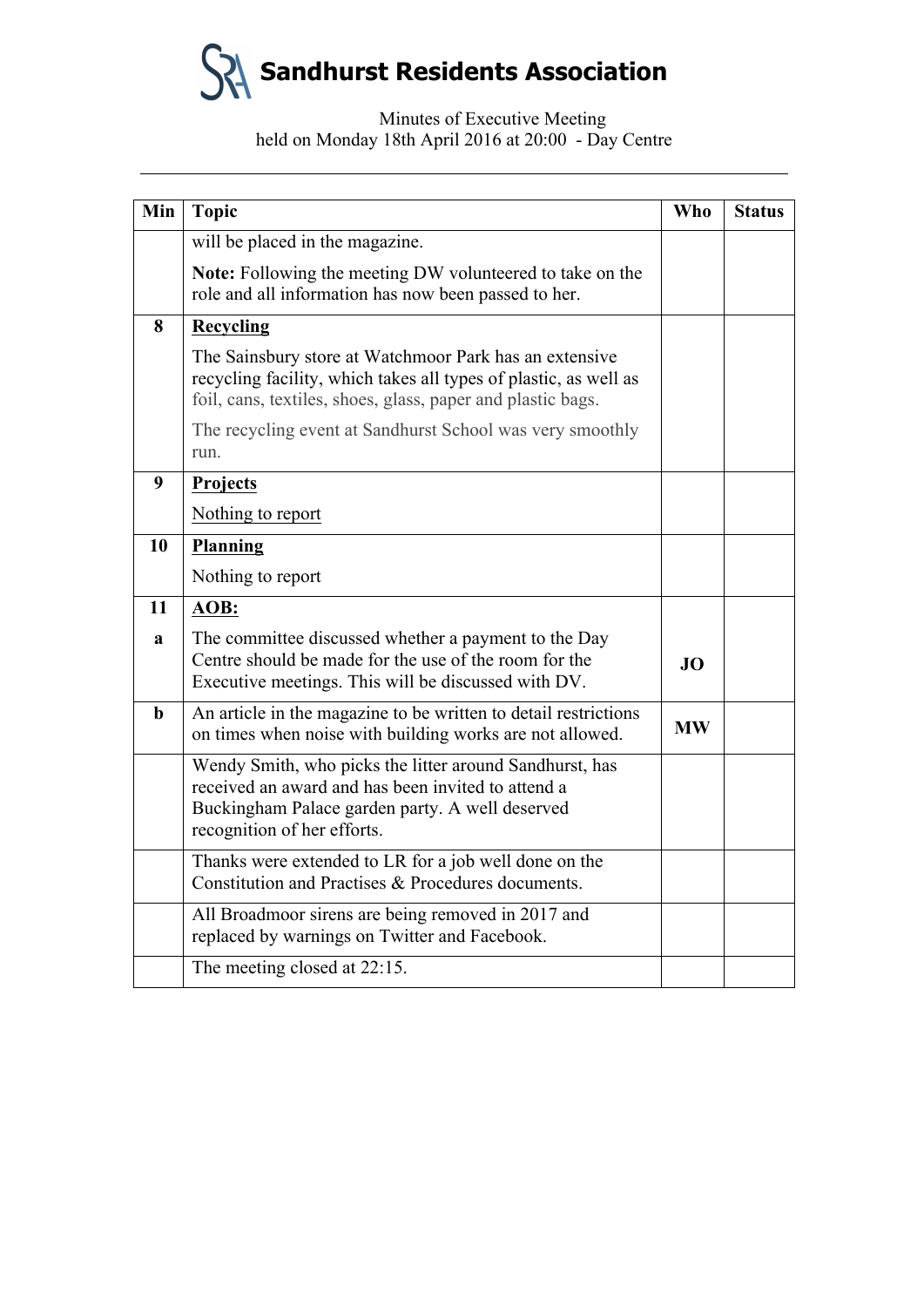# Sandhurst Residents Association

Minutes of Executive Meeting
held on Monday 18th April 2016 at 20:00 - Day Centre

| Min | Topic | Who | Status |
|---|---|---|---|
| | will be placed in the magazine.<br>**Note:** Following the meeting DW volunteered to take on the role and all information has now been passed to her. | | |
| **8** | **Recycling**<br>The Sainsbury store at Watchmoor Park has an extensive recycling facility, which takes all types of plastic, as well as foil, cans, textiles, shoes, glass, paper and plastic bags.<br>The recycling event at Sandhurst School was very smoothly run. | | |
| **9** | **Projects**<br>Nothing to report | | |
| **10** | **Planning**<br>Nothing to report | | |
| **11**<br>**a** | **AOB:**<br>The committee discussed whether a payment to the Day Centre should be made for the use of the room for the Executive meetings. This will be discussed with DV. | **JO** | |
| **b** | An article in the magazine to be written to detail restrictions on times when noise with building works are not allowed. | **MW** | |
| | Wendy Smith, who picks the litter around Sandhurst, has received an award and has been invited to attend a Buckingham Palace garden party. A well deserved recognition of her efforts. | | |
| | Thanks were extended to LR for a job well done on the Constitution and Practises & Procedures documents. | | |
| | All Broadmoor sirens are being removed in 2017 and replaced by warnings on Twitter and Facebook. | | |
| | The meeting closed at 22:15. | | |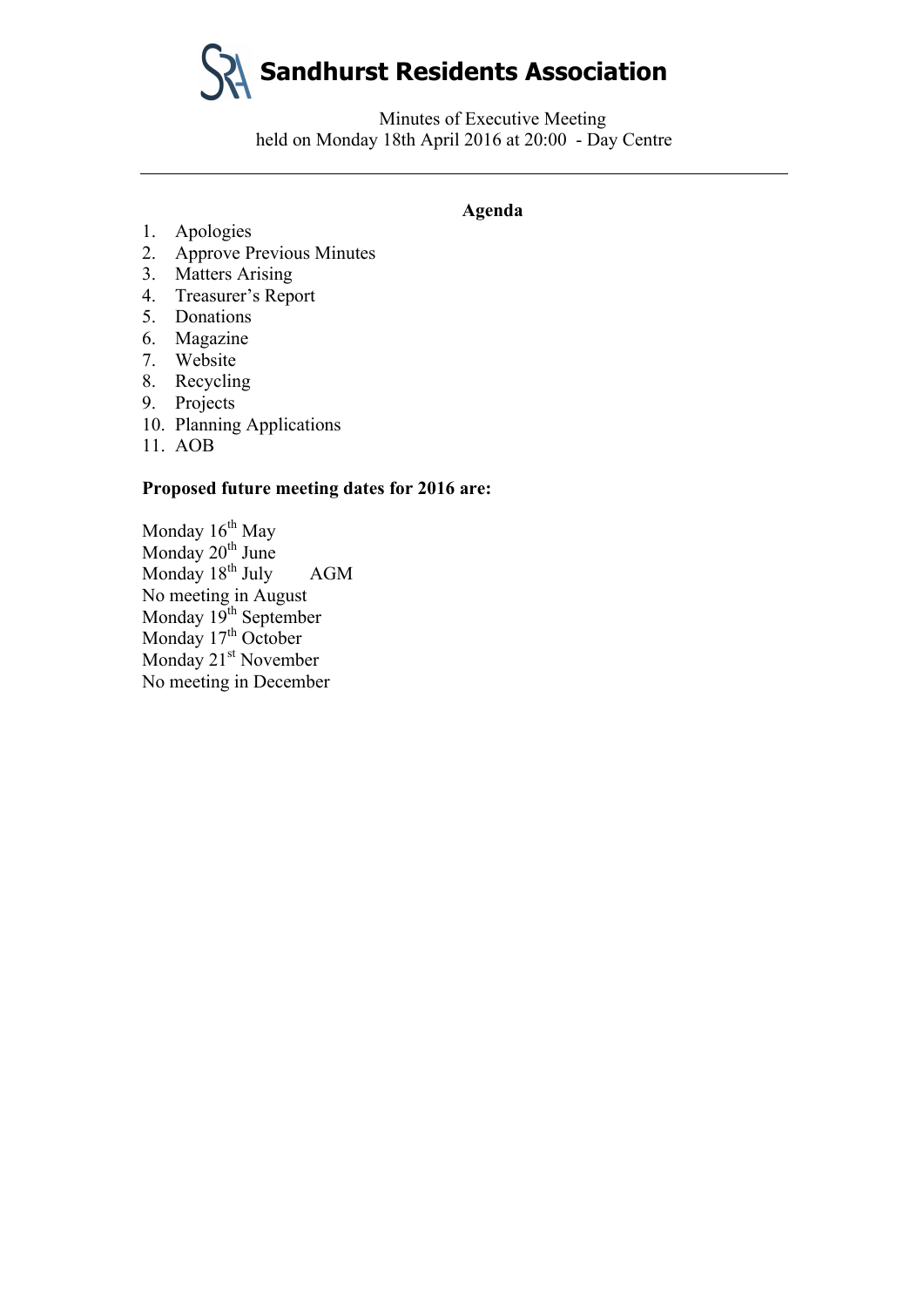# Sandhurst Residents Association

Minutes of Executive Meeting
held on Monday 18th April 2016 at 20:00 - Day Centre

---

**Agenda**

1. Apologies
2. Approve Previous Minutes
3. Matters Arising
4. Treasurer's Report
5. Donations
6. Magazine
7. Website
8. Recycling
9. Projects
10. Planning Applications
11. AOB

**Proposed future meeting dates for 2016 are:**

Monday 16th May
Monday 20th June
Monday 18th July AGM
No meeting in August
Monday 19th September
Monday 17th October
Monday 21st November
No meeting in December